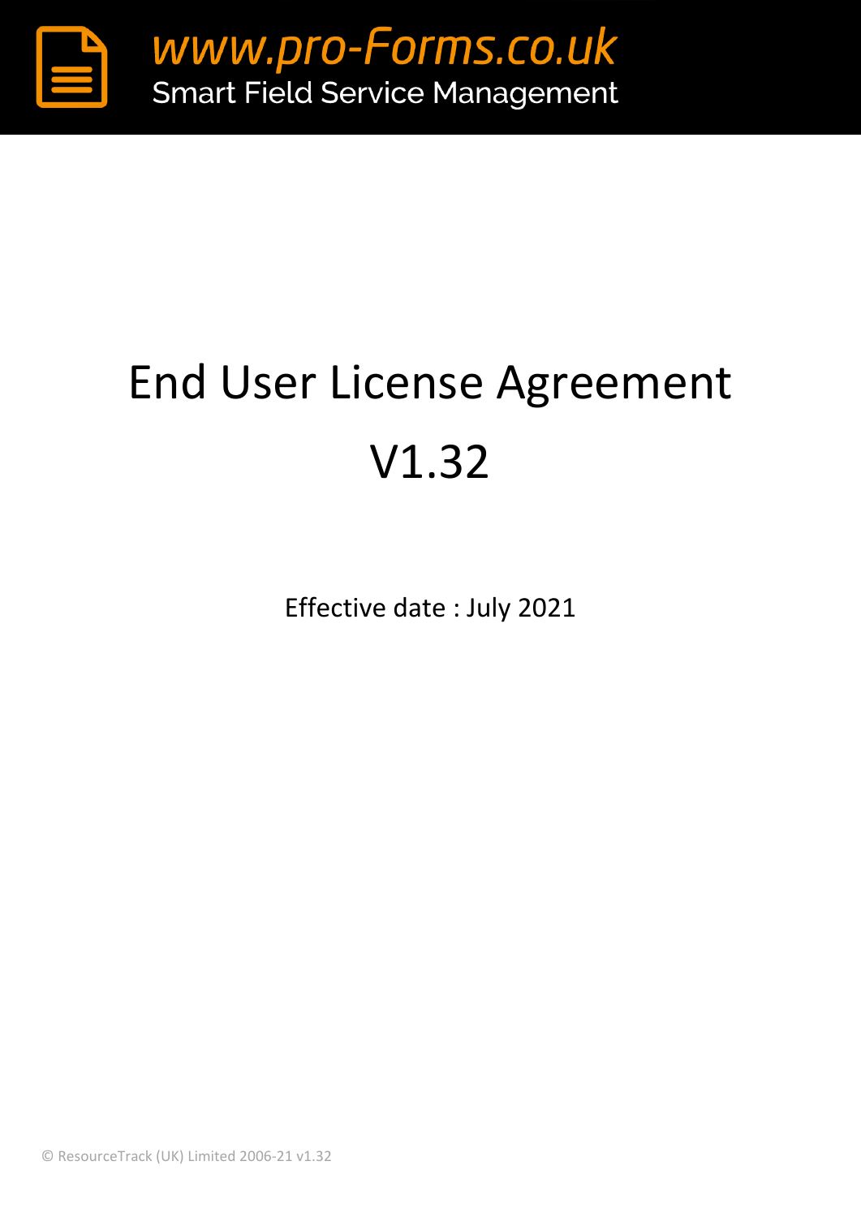www.pro-Forms.co.uk
Smart Field Service Management

# End User License Agreement

# V1.32

Effective date : July 2021

© ResourceTrack (UK) Limited 2006-21 v1.32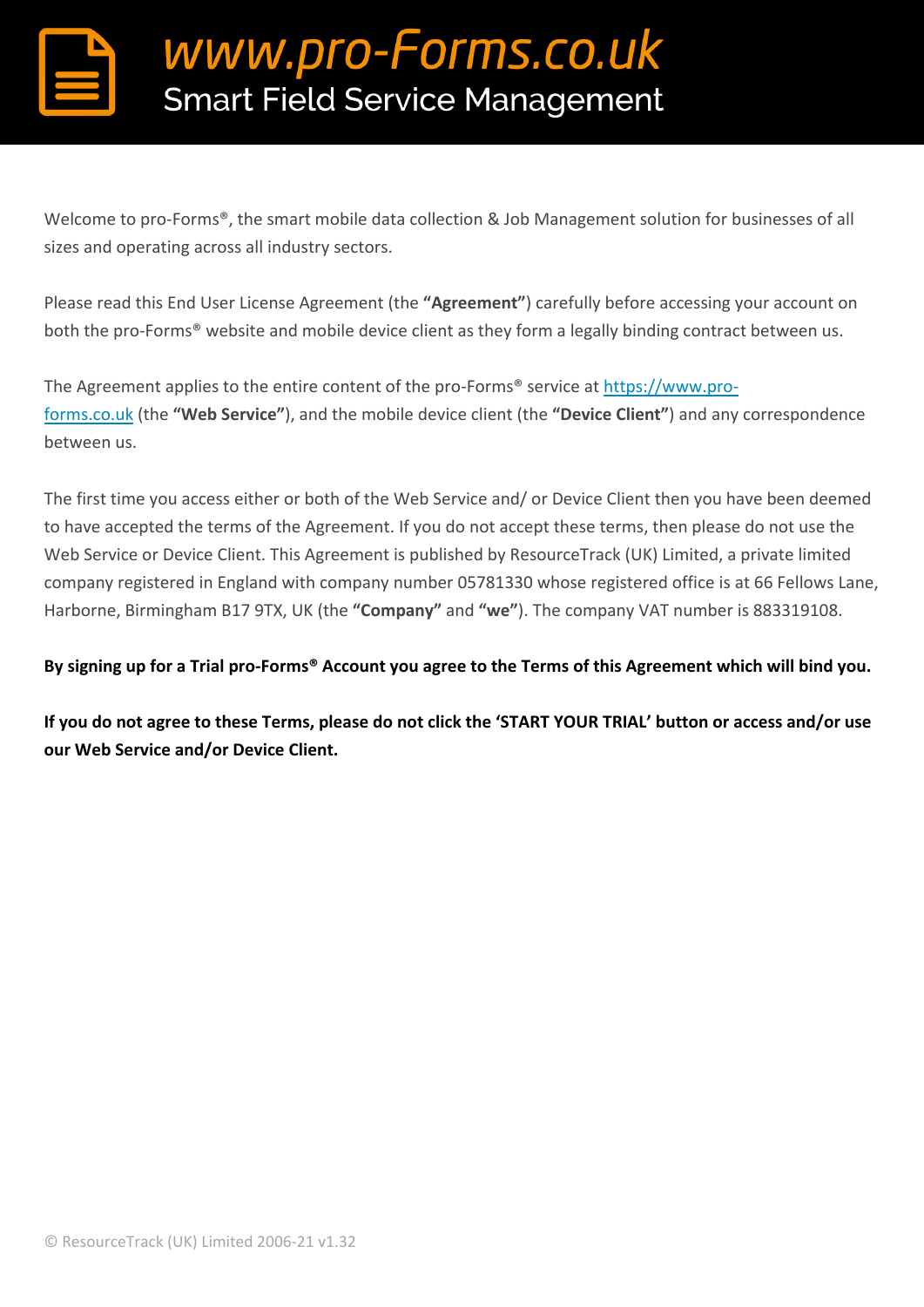Welcome to pro-Forms®, the smart mobile data collection & Job Management solution for businesses of all sizes and operating across all industry sectors.

Please read this End User License Agreement (the **"Agreement"**) carefully before accessing your account on both the pro-Forms® website and mobile device client as they form a legally binding contract between us.

The Agreement applies to the entire content of the pro-Forms® service at https://www.pro-forms.co.uk (the **"Web Service"**), and the mobile device client (the **"Device Client"**) and any correspondence between us.

The first time you access either or both of the Web Service and/ or Device Client then you have been deemed to have accepted the terms of the Agreement. If you do not accept these terms, then please do not use the Web Service or Device Client. This Agreement is published by ResourceTrack (UK) Limited, a private limited company registered in England with company number 05781330 whose registered office is at 66 Fellows Lane, Harborne, Birmingham B17 9TX, UK (the **"Company"** and **"we"**). The company VAT number is 883319108.

**By signing up for a Trial pro-Forms® Account you agree to the Terms of this Agreement which will bind you.**

**If you do not agree to these Terms, please do not click the 'START YOUR TRIAL' button or access and/or use our Web Service and/or Device Client.**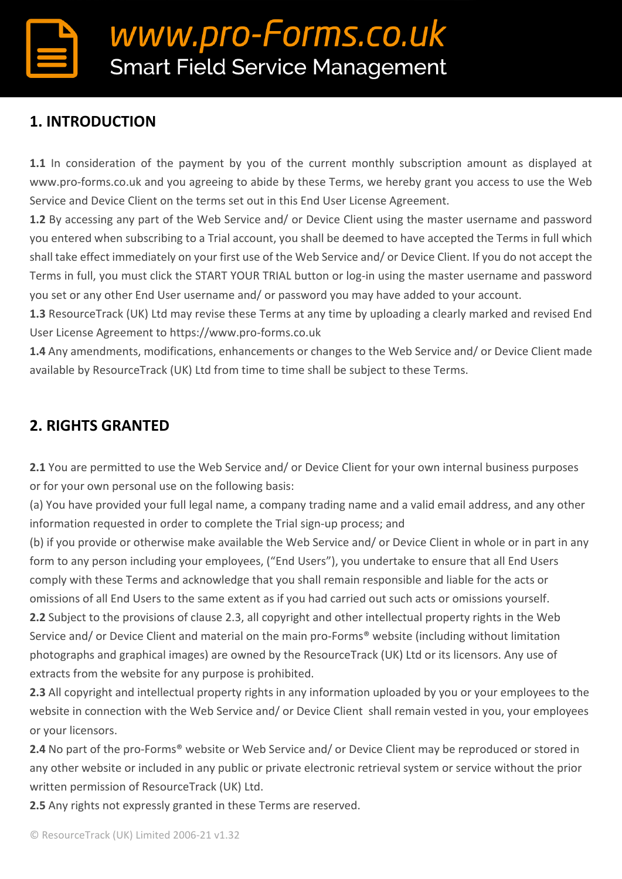## 1. INTRODUCTION

**1.1** In consideration of the payment by you of the current monthly subscription amount as displayed at www.pro-forms.co.uk and you agreeing to abide by these Terms, we hereby grant you access to use the Web Service and Device Client on the terms set out in this End User License Agreement.
**1.2** By accessing any part of the Web Service and/ or Device Client using the master username and password you entered when subscribing to a Trial account, you shall be deemed to have accepted the Terms in full which shall take effect immediately on your first use of the Web Service and/ or Device Client. If you do not accept the Terms in full, you must click the START YOUR TRIAL button or log-in using the master username and password you set or any other End User username and/ or password you may have added to your account.
**1.3** ResourceTrack (UK) Ltd may revise these Terms at any time by uploading a clearly marked and revised End User License Agreement to https://www.pro-forms.co.uk
**1.4** Any amendments, modifications, enhancements or changes to the Web Service and/ or Device Client made available by ResourceTrack (UK) Ltd from time to time shall be subject to these Terms.

## 2. RIGHTS GRANTED

**2.1** You are permitted to use the Web Service and/ or Device Client for your own internal business purposes or for your own personal use on the following basis:
(a) You have provided your full legal name, a company trading name and a valid email address, and any other information requested in order to complete the Trial sign-up process; and
(b) if you provide or otherwise make available the Web Service and/ or Device Client in whole or in part in any form to any person including your employees, ("End Users"), you undertake to ensure that all End Users comply with these Terms and acknowledge that you shall remain responsible and liable for the acts or omissions of all End Users to the same extent as if you had carried out such acts or omissions yourself.
**2.2** Subject to the provisions of clause 2.3, all copyright and other intellectual property rights in the Web Service and/ or Device Client and material on the main pro-Forms® website (including without limitation photographs and graphical images) are owned by the ResourceTrack (UK) Ltd or its licensors. Any use of extracts from the website for any purpose is prohibited.
**2.3** All copyright and intellectual property rights in any information uploaded by you or your employees to the website in connection with the Web Service and/ or Device Client shall remain vested in you, your employees or your licensors.
**2.4** No part of the pro-Forms® website or Web Service and/ or Device Client may be reproduced or stored in any other website or included in any public or private electronic retrieval system or service without the prior written permission of ResourceTrack (UK) Ltd.
**2.5** Any rights not expressly granted in these Terms are reserved.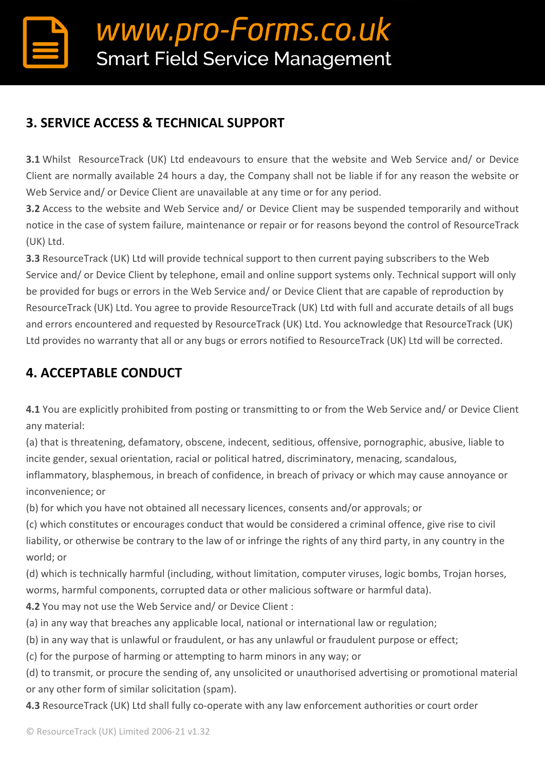## 3. SERVICE ACCESS & TECHNICAL SUPPORT

**3.1** Whilst ResourceTrack (UK) Ltd endeavours to ensure that the website and Web Service and/ or Device Client are normally available 24 hours a day, the Company shall not be liable if for any reason the website or Web Service and/ or Device Client are unavailable at any time or for any period.

**3.2** Access to the website and Web Service and/ or Device Client may be suspended temporarily and without notice in the case of system failure, maintenance or repair or for reasons beyond the control of ResourceTrack (UK) Ltd.

**3.3** ResourceTrack (UK) Ltd will provide technical support to then current paying subscribers to the Web Service and/ or Device Client by telephone, email and online support systems only. Technical support will only be provided for bugs or errors in the Web Service and/ or Device Client that are capable of reproduction by ResourceTrack (UK) Ltd. You agree to provide ResourceTrack (UK) Ltd with full and accurate details of all bugs and errors encountered and requested by ResourceTrack (UK) Ltd. You acknowledge that ResourceTrack (UK) Ltd provides no warranty that all or any bugs or errors notified to ResourceTrack (UK) Ltd will be corrected.

## 4. ACCEPTABLE CONDUCT

**4.1** You are explicitly prohibited from posting or transmitting to or from the Web Service and/ or Device Client any material:

(a) that is threatening, defamatory, obscene, indecent, seditious, offensive, pornographic, abusive, liable to incite gender, sexual orientation, racial or political hatred, discriminatory, menacing, scandalous, inflammatory, blasphemous, in breach of confidence, in breach of privacy or which may cause annoyance or inconvenience; or

(b) for which you have not obtained all necessary licences, consents and/or approvals; or

(c) which constitutes or encourages conduct that would be considered a criminal offence, give rise to civil liability, or otherwise be contrary to the law of or infringe the rights of any third party, in any country in the world; or

(d) which is technically harmful (including, without limitation, computer viruses, logic bombs, Trojan horses, worms, harmful components, corrupted data or other malicious software or harmful data).

**4.2** You may not use the Web Service and/ or Device Client :

(a) in any way that breaches any applicable local, national or international law or regulation;

(b) in any way that is unlawful or fraudulent, or has any unlawful or fraudulent purpose or effect;

(c) for the purpose of harming or attempting to harm minors in any way; or

(d) to transmit, or procure the sending of, any unsolicited or unauthorised advertising or promotional material or any other form of similar solicitation (spam).

**4.3** ResourceTrack (UK) Ltd shall fully co-operate with any law enforcement authorities or court order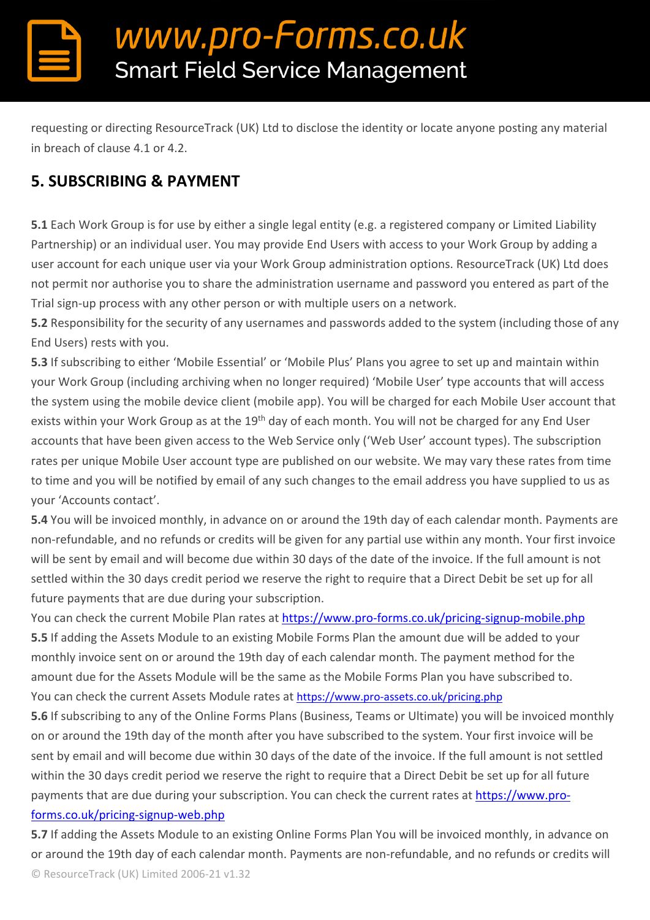requesting or directing ResourceTrack (UK) Ltd to disclose the identity or locate anyone posting any material in breach of clause 4.1 or 4.2.

## 5. SUBSCRIBING & PAYMENT

**5.1** Each Work Group is for use by either a single legal entity (e.g. a registered company or Limited Liability Partnership) or an individual user. You may provide End Users with access to your Work Group by adding a user account for each unique user via your Work Group administration options. ResourceTrack (UK) Ltd does not permit nor authorise you to share the administration username and password you entered as part of the Trial sign-up process with any other person or with multiple users on a network.

**5.2** Responsibility for the security of any usernames and passwords added to the system (including those of any End Users) rests with you.

**5.3** If subscribing to either 'Mobile Essential' or 'Mobile Plus' Plans you agree to set up and maintain within your Work Group (including archiving when no longer required) 'Mobile User' type accounts that will access the system using the mobile device client (mobile app). You will be charged for each Mobile User account that exists within your Work Group as at the 19th day of each month. You will not be charged for any End User accounts that have been given access to the Web Service only ('Web User' account types). The subscription rates per unique Mobile User account type are published on our website. We may vary these rates from time to time and you will be notified by email of any such changes to the email address you have supplied to us as your 'Accounts contact'.

**5.4** You will be invoiced monthly, in advance on or around the 19th day of each calendar month. Payments are non-refundable, and no refunds or credits will be given for any partial use within any month. Your first invoice will be sent by email and will become due within 30 days of the date of the invoice. If the full amount is not settled within the 30 days credit period we reserve the right to require that a Direct Debit be set up for all future payments that are due during your subscription.

You can check the current Mobile Plan rates at https://www.pro-forms.co.uk/pricing-signup-mobile.php

**5.5** If adding the Assets Module to an existing Mobile Forms Plan the amount due will be added to your monthly invoice sent on or around the 19th day of each calendar month. The payment method for the amount due for the Assets Module will be the same as the Mobile Forms Plan you have subscribed to.

You can check the current Assets Module rates at https://www.pro-assets.co.uk/pricing.php

**5.6** If subscribing to any of the Online Forms Plans (Business, Teams or Ultimate) you will be invoiced monthly on or around the 19th day of the month after you have subscribed to the system. Your first invoice will be sent by email and will become due within 30 days of the date of the invoice. If the full amount is not settled within the 30 days credit period we reserve the right to require that a Direct Debit be set up for all future payments that are due during your subscription. You can check the current rates at https://www.pro-forms.co.uk/pricing-signup-web.php

**5.7** If adding the Assets Module to an existing Online Forms Plan You will be invoiced monthly, in advance on or around the 19th day of each calendar month. Payments are non-refundable, and no refunds or credits will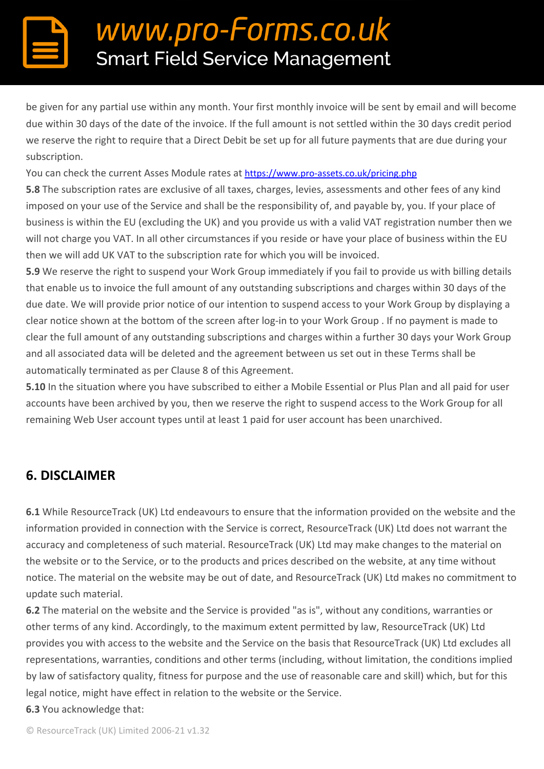be given for any partial use within any month. Your first monthly invoice will be sent by email and will become due within 30 days of the date of the invoice. If the full amount is not settled within the 30 days credit period we reserve the right to require that a Direct Debit be set up for all future payments that are due during your subscription.

You can check the current Asses Module rates at [https://www.pro-assets.co.uk/pricing.php](https://www.pro-assets.co.uk/pricing.php)

**5.8** The subscription rates are exclusive of all taxes, charges, levies, assessments and other fees of any kind imposed on your use of the Service and shall be the responsibility of, and payable by, you. If your place of business is within the EU (excluding the UK) and you provide us with a valid VAT registration number then we will not charge you VAT. In all other circumstances if you reside or have your place of business within the EU then we will add UK VAT to the subscription rate for which you will be invoiced.

**5.9** We reserve the right to suspend your Work Group immediately if you fail to provide us with billing details that enable us to invoice the full amount of any outstanding subscriptions and charges within 30 days of the due date. We will provide prior notice of our intention to suspend access to your Work Group by displaying a clear notice shown at the bottom of the screen after log-in to your Work Group . If no payment is made to clear the full amount of any outstanding subscriptions and charges within a further 30 days your Work Group and all associated data will be deleted and the agreement between us set out in these Terms shall be automatically terminated as per Clause 8 of this Agreement.

**5.10** In the situation where you have subscribed to either a Mobile Essential or Plus Plan and all paid for user accounts have been archived by you, then we reserve the right to suspend access to the Work Group for all remaining Web User account types until at least 1 paid for user account has been unarchived.

## 6. DISCLAIMER

**6.1** While ResourceTrack (UK) Ltd endeavours to ensure that the information provided on the website and the information provided in connection with the Service is correct, ResourceTrack (UK) Ltd does not warrant the accuracy and completeness of such material. ResourceTrack (UK) Ltd may make changes to the material on the website or to the Service, or to the products and prices described on the website, at any time without notice. The material on the website may be out of date, and ResourceTrack (UK) Ltd makes no commitment to update such material.

**6.2** The material on the website and the Service is provided "as is", without any conditions, warranties or other terms of any kind. Accordingly, to the maximum extent permitted by law, ResourceTrack (UK) Ltd provides you with access to the website and the Service on the basis that ResourceTrack (UK) Ltd excludes all representations, warranties, conditions and other terms (including, without limitation, the conditions implied by law of satisfactory quality, fitness for purpose and the use of reasonable care and skill) which, but for this legal notice, might have effect in relation to the website or the Service.

**6.3** You acknowledge that: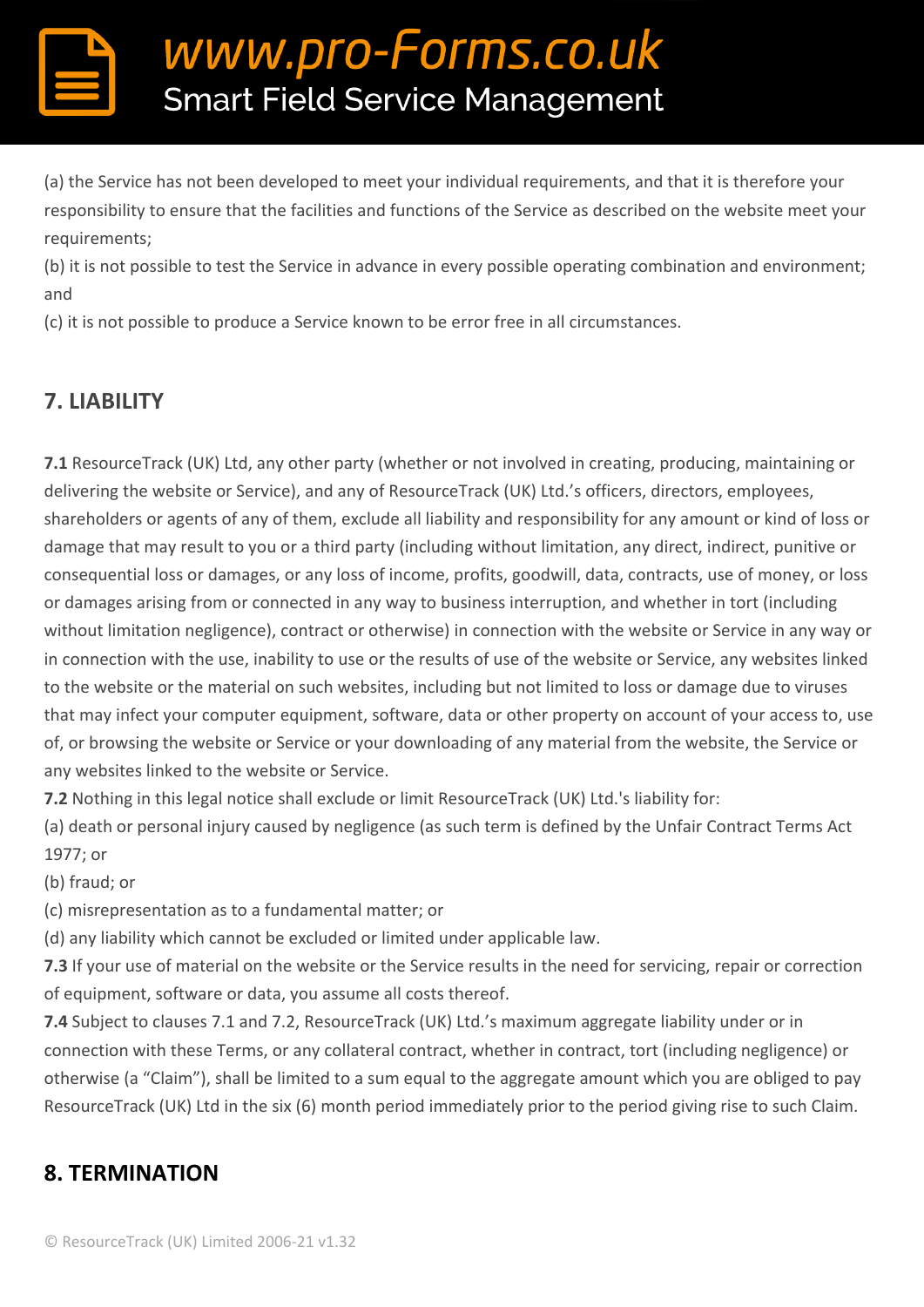(a) the Service has not been developed to meet your individual requirements, and that it is therefore your responsibility to ensure that the facilities and functions of the Service as described on the website meet your requirements;
(b) it is not possible to test the Service in advance in every possible operating combination and environment; and
(c) it is not possible to produce a Service known to be error free in all circumstances.

## 7. LIABILITY

**7.1** ResourceTrack (UK) Ltd, any other party (whether or not involved in creating, producing, maintaining or delivering the website or Service), and any of ResourceTrack (UK) Ltd.'s officers, directors, employees, shareholders or agents of any of them, exclude all liability and responsibility for any amount or kind of loss or damage that may result to you or a third party (including without limitation, any direct, indirect, punitive or consequential loss or damages, or any loss of income, profits, goodwill, data, contracts, use of money, or loss or damages arising from or connected in any way to business interruption, and whether in tort (including without limitation negligence), contract or otherwise) in connection with the website or Service in any way or in connection with the use, inability to use or the results of use of the website or Service, any websites linked to the website or the material on such websites, including but not limited to loss or damage due to viruses that may infect your computer equipment, software, data or other property on account of your access to, use of, or browsing the website or Service or your downloading of any material from the website, the Service or any websites linked to the website or Service.
**7.2** Nothing in this legal notice shall exclude or limit ResourceTrack (UK) Ltd.'s liability for:
(a) death or personal injury caused by negligence (as such term is defined by the Unfair Contract Terms Act 1977; or
(b) fraud; or
(c) misrepresentation as to a fundamental matter; or
(d) any liability which cannot be excluded or limited under applicable law.
**7.3** If your use of material on the website or the Service results in the need for servicing, repair or correction of equipment, software or data, you assume all costs thereof.
**7.4** Subject to clauses 7.1 and 7.2, ResourceTrack (UK) Ltd.'s maximum aggregate liability under or in connection with these Terms, or any collateral contract, whether in contract, tort (including negligence) or otherwise (a "Claim"), shall be limited to a sum equal to the aggregate amount which you are obliged to pay ResourceTrack (UK) Ltd in the six (6) month period immediately prior to the period giving rise to such Claim.

## 8. TERMINATION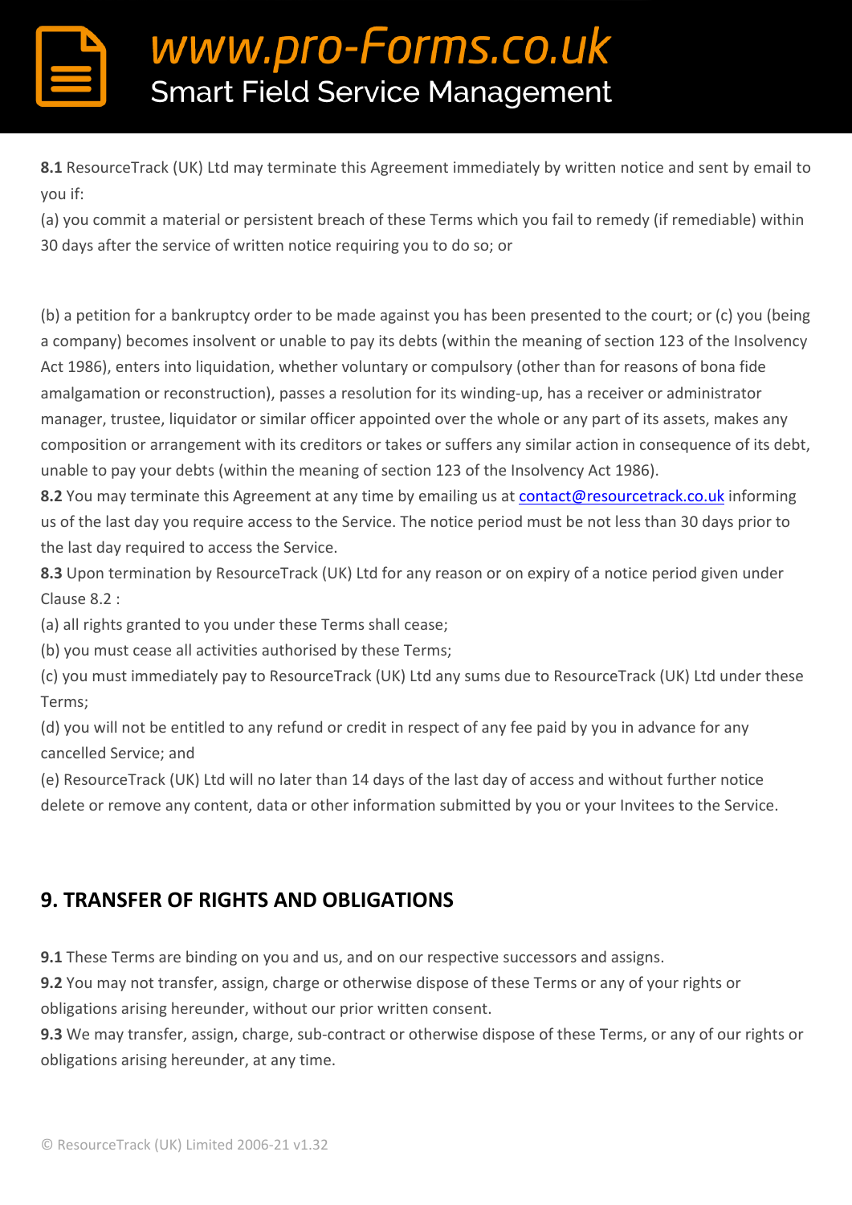**8.1** ResourceTrack (UK) Ltd may terminate this Agreement immediately by written notice and sent by email to you if:
(a) you commit a material or persistent breach of these Terms which you fail to remedy (if remediable) within 30 days after the service of written notice requiring you to do so; or

(b) a petition for a bankruptcy order to be made against you has been presented to the court; or (c) you (being a company) becomes insolvent or unable to pay its debts (within the meaning of section 123 of the Insolvency Act 1986), enters into liquidation, whether voluntary or compulsory (other than for reasons of bona fide amalgamation or reconstruction), passes a resolution for its winding-up, has a receiver or administrator manager, trustee, liquidator or similar officer appointed over the whole or any part of its assets, makes any composition or arrangement with its creditors or takes or suffers any similar action in consequence of its debt, unable to pay your debts (within the meaning of section 123 of the Insolvency Act 1986).
**8.2** You may terminate this Agreement at any time by emailing us at contact@resourcetrack.co.uk informing us of the last day you require access to the Service. The notice period must be not less than 30 days prior to the last day required to access the Service.
**8.3** Upon termination by ResourceTrack (UK) Ltd for any reason or on expiry of a notice period given under Clause 8.2 :
(a) all rights granted to you under these Terms shall cease;
(b) you must cease all activities authorised by these Terms;
(c) you must immediately pay to ResourceTrack (UK) Ltd any sums due to ResourceTrack (UK) Ltd under these Terms;
(d) you will not be entitled to any refund or credit in respect of any fee paid by you in advance for any cancelled Service; and
(e) ResourceTrack (UK) Ltd will no later than 14 days of the last day of access and without further notice delete or remove any content, data or other information submitted by you or your Invitees to the Service.

## 9. TRANSFER OF RIGHTS AND OBLIGATIONS

**9.1** These Terms are binding on you and us, and on our respective successors and assigns.
**9.2** You may not transfer, assign, charge or otherwise dispose of these Terms or any of your rights or obligations arising hereunder, without our prior written consent.
**9.3** We may transfer, assign, charge, sub-contract or otherwise dispose of these Terms, or any of our rights or obligations arising hereunder, at any time.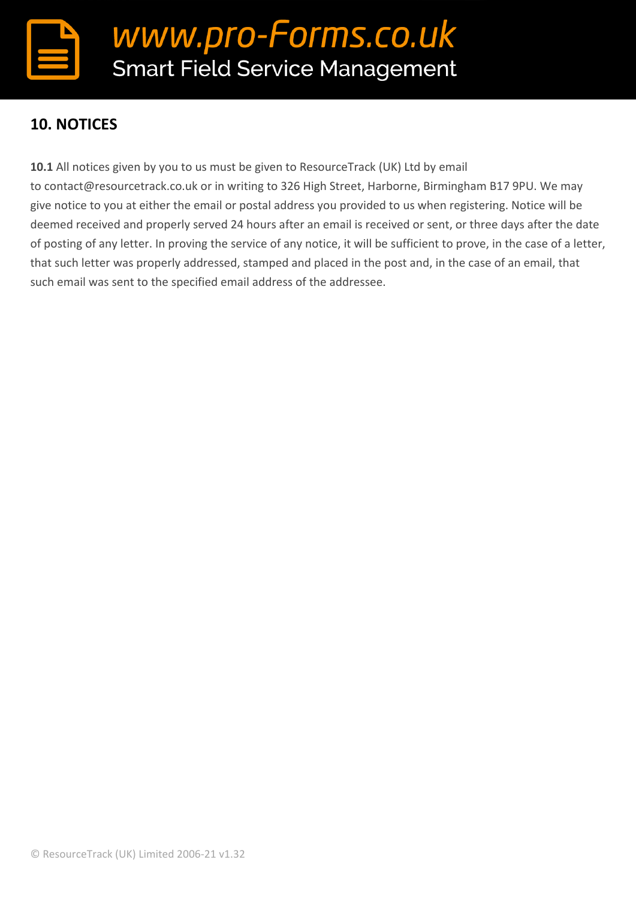## 10. NOTICES

**10.1** All notices given by you to us must be given to ResourceTrack (UK) Ltd by email to contact@resourcetrack.co.uk or in writing to 326 High Street, Harborne, Birmingham B17 9PU. We may give notice to you at either the email or postal address you provided to us when registering. Notice will be deemed received and properly served 24 hours after an email is received or sent, or three days after the date of posting of any letter. In proving the service of any notice, it will be sufficient to prove, in the case of a letter, that such letter was properly addressed, stamped and placed in the post and, in the case of an email, that such email was sent to the specified email address of the addressee.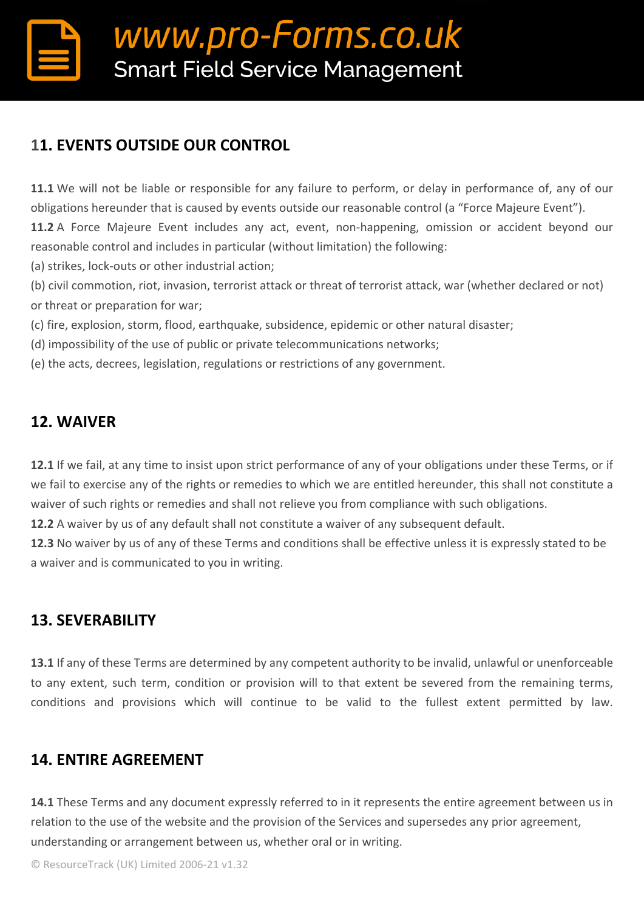## 11. EVENTS OUTSIDE OUR CONTROL

**11.1** We will not be liable or responsible for any failure to perform, or delay in performance of, any of our obligations hereunder that is caused by events outside our reasonable control (a "Force Majeure Event").
**11.2** A Force Majeure Event includes any act, event, non-happening, omission or accident beyond our reasonable control and includes in particular (without limitation) the following:
(a) strikes, lock-outs or other industrial action;
(b) civil commotion, riot, invasion, terrorist attack or threat of terrorist attack, war (whether declared or not) or threat or preparation for war;
(c) fire, explosion, storm, flood, earthquake, subsidence, epidemic or other natural disaster;
(d) impossibility of the use of public or private telecommunications networks;
(e) the acts, decrees, legislation, regulations or restrictions of any government.

## 12. WAIVER

**12.1** If we fail, at any time to insist upon strict performance of any of your obligations under these Terms, or if we fail to exercise any of the rights or remedies to which we are entitled hereunder, this shall not constitute a waiver of such rights or remedies and shall not relieve you from compliance with such obligations.
**12.2** A waiver by us of any default shall not constitute a waiver of any subsequent default.
**12.3** No waiver by us of any of these Terms and conditions shall be effective unless it is expressly stated to be a waiver and is communicated to you in writing.

## 13. SEVERABILITY

**13.1** If any of these Terms are determined by any competent authority to be invalid, unlawful or unenforceable to any extent, such term, condition or provision will to that extent be severed from the remaining terms, conditions and provisions which will continue to be valid to the fullest extent permitted by law.

## 14. ENTIRE AGREEMENT

**14.1** These Terms and any document expressly referred to in it represents the entire agreement between us in relation to the use of the website and the provision of the Services and supersedes any prior agreement, understanding or arrangement between us, whether oral or in writing.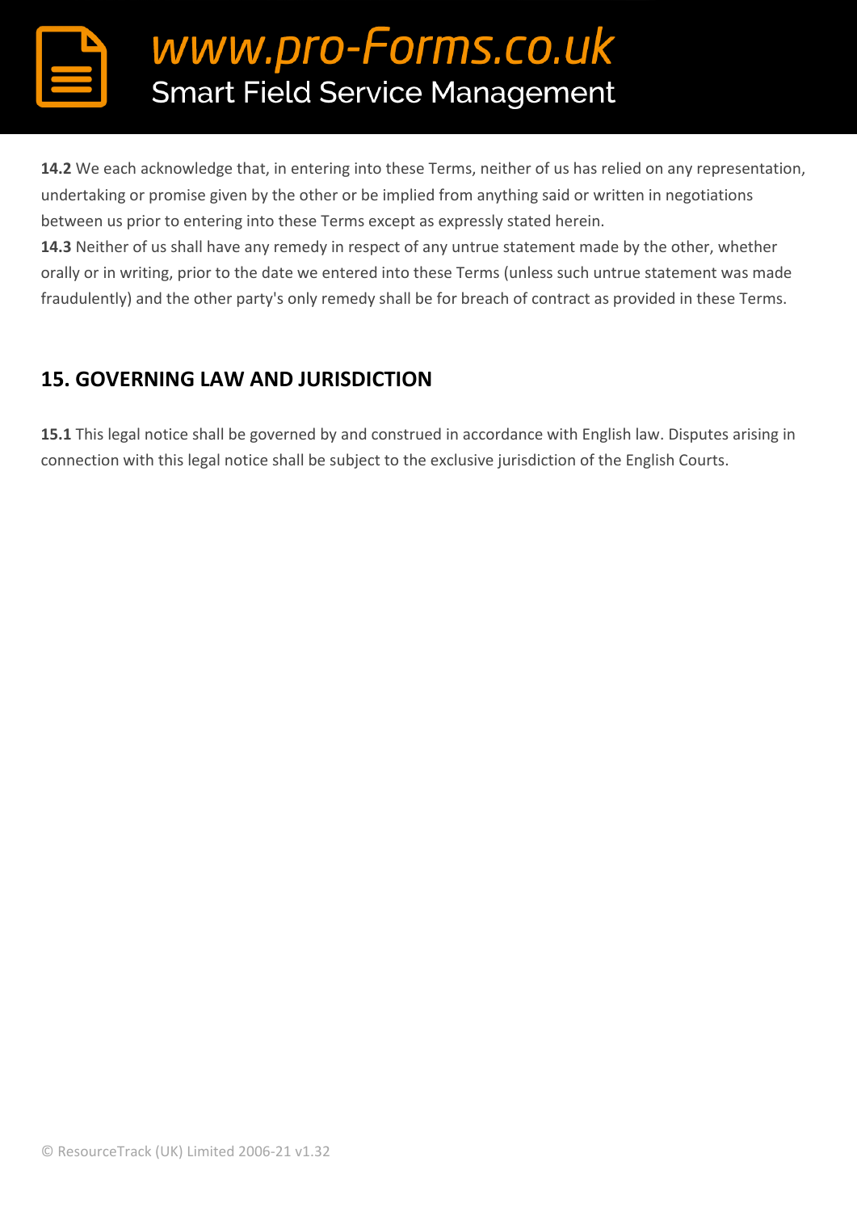**14.2** We each acknowledge that, in entering into these Terms, neither of us has relied on any representation, undertaking or promise given by the other or be implied from anything said or written in negotiations between us prior to entering into these Terms except as expressly stated herein.
**14.3** Neither of us shall have any remedy in respect of any untrue statement made by the other, whether orally or in writing, prior to the date we entered into these Terms (unless such untrue statement was made fraudulently) and the other party's only remedy shall be for breach of contract as provided in these Terms.

## 15. GOVERNING LAW AND JURISDICTION

**15.1** This legal notice shall be governed by and construed in accordance with English law. Disputes arising in connection with this legal notice shall be subject to the exclusive jurisdiction of the English Courts.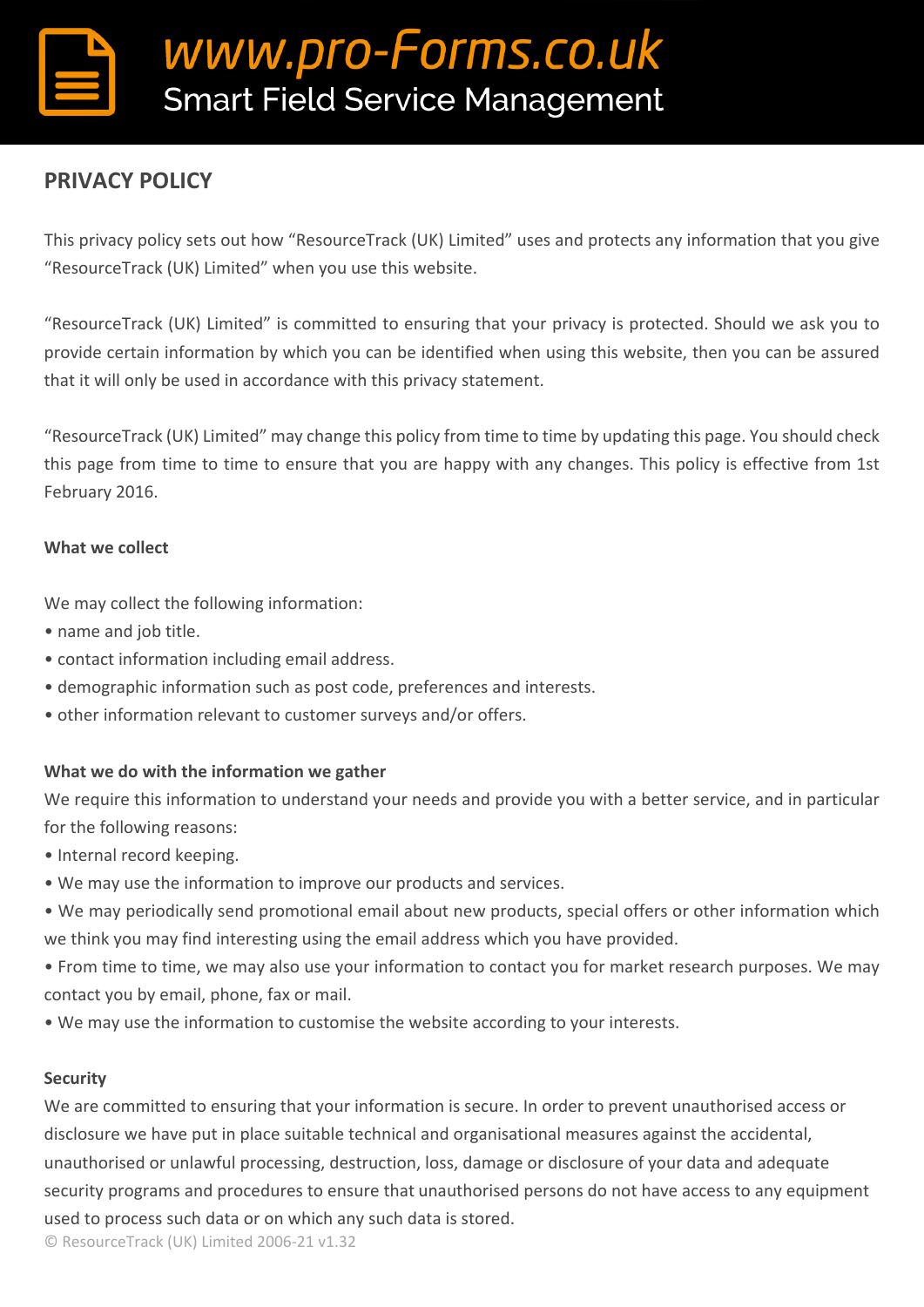## PRIVACY POLICY

This privacy policy sets out how "ResourceTrack (UK) Limited" uses and protects any information that you give "ResourceTrack (UK) Limited" when you use this website.

"ResourceTrack (UK) Limited" is committed to ensuring that your privacy is protected. Should we ask you to provide certain information by which you can be identified when using this website, then you can be assured that it will only be used in accordance with this privacy statement.

"ResourceTrack (UK) Limited" may change this policy from time to time by updating this page. You should check this page from time to time to ensure that you are happy with any changes. This policy is effective from 1st February 2016.

### What we collect

We may collect the following information:

- name and job title.
- contact information including email address.
- demographic information such as post code, preferences and interests.
- other information relevant to customer surveys and/or offers.

### What we do with the information we gather

We require this information to understand your needs and provide you with a better service, and in particular for the following reasons:

- Internal record keeping.
- We may use the information to improve our products and services.
- We may periodically send promotional email about new products, special offers or other information which we think you may find interesting using the email address which you have provided.
- From time to time, we may also use your information to contact you for market research purposes. We may contact you by email, phone, fax or mail.
- We may use the information to customise the website according to your interests.

### Security

We are committed to ensuring that your information is secure. In order to prevent unauthorised access or disclosure we have put in place suitable technical and organisational measures against the accidental, unauthorised or unlawful processing, destruction, loss, damage or disclosure of your data and adequate security programs and procedures to ensure that unauthorised persons do not have access to any equipment used to process such data or on which any such data is stored.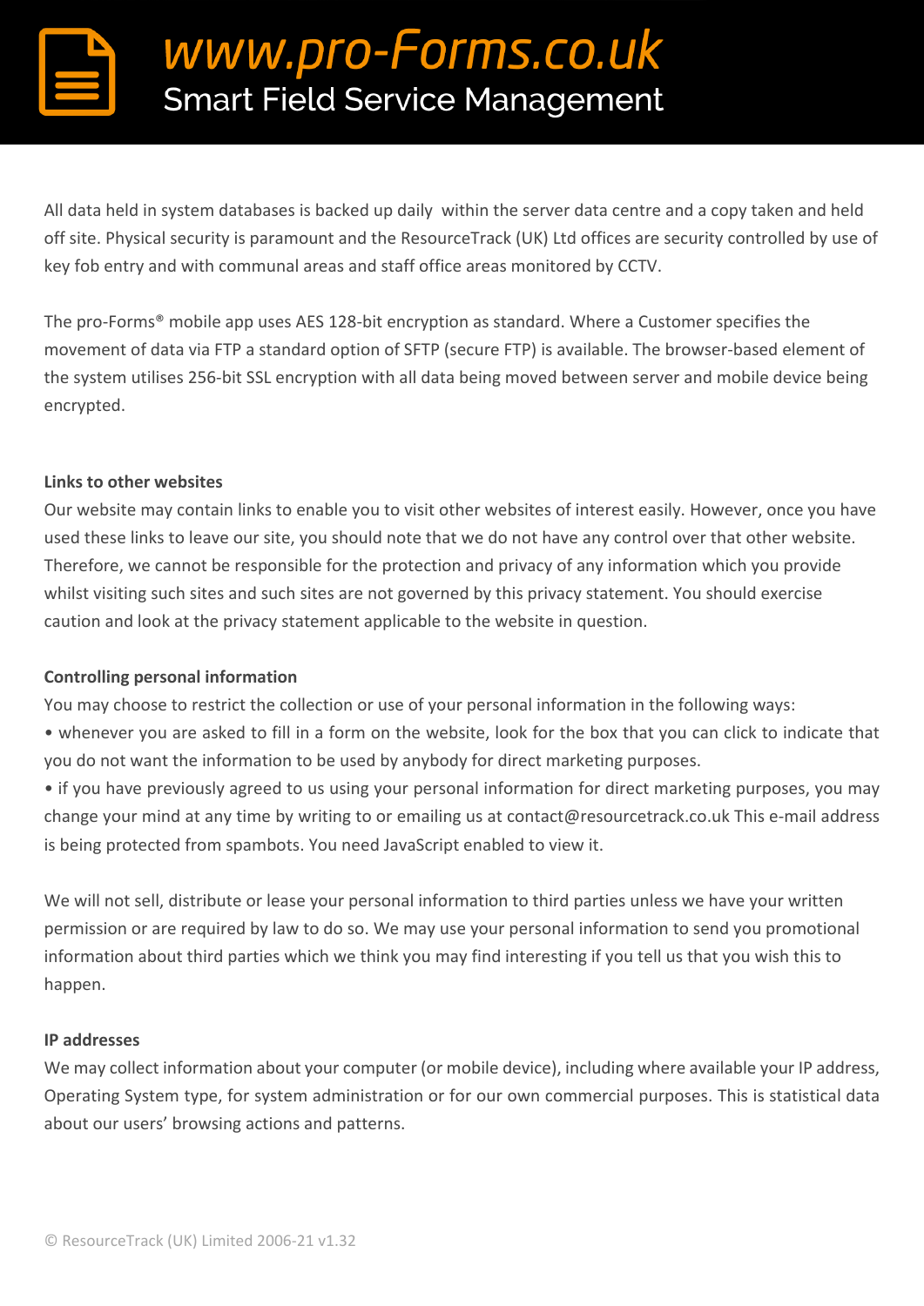All data held in system databases is backed up daily within the server data centre and a copy taken and held off site. Physical security is paramount and the ResourceTrack (UK) Ltd offices are security controlled by use of key fob entry and with communal areas and staff office areas monitored by CCTV.

The pro-Forms® mobile app uses AES 128-bit encryption as standard. Where a Customer specifies the movement of data via FTP a standard option of SFTP (secure FTP) is available. The browser-based element of the system utilises 256-bit SSL encryption with all data being moved between server and mobile device being encrypted.

**Links to other websites**

Our website may contain links to enable you to visit other websites of interest easily. However, once you have used these links to leave our site, you should note that we do not have any control over that other website. Therefore, we cannot be responsible for the protection and privacy of any information which you provide whilst visiting such sites and such sites are not governed by this privacy statement. You should exercise caution and look at the privacy statement applicable to the website in question.

**Controlling personal information**

You may choose to restrict the collection or use of your personal information in the following ways:

- whenever you are asked to fill in a form on the website, look for the box that you can click to indicate that you do not want the information to be used by anybody for direct marketing purposes.
- if you have previously agreed to us using your personal information for direct marketing purposes, you may change your mind at any time by writing to or emailing us at contact@resourcetrack.co.uk This e-mail address is being protected from spambots. You need JavaScript enabled to view it.

We will not sell, distribute or lease your personal information to third parties unless we have your written permission or are required by law to do so. We may use your personal information to send you promotional information about third parties which we think you may find interesting if you tell us that you wish this to happen.

**IP addresses**

We may collect information about your computer (or mobile device), including where available your IP address, Operating System type, for system administration or for our own commercial purposes. This is statistical data about our users' browsing actions and patterns.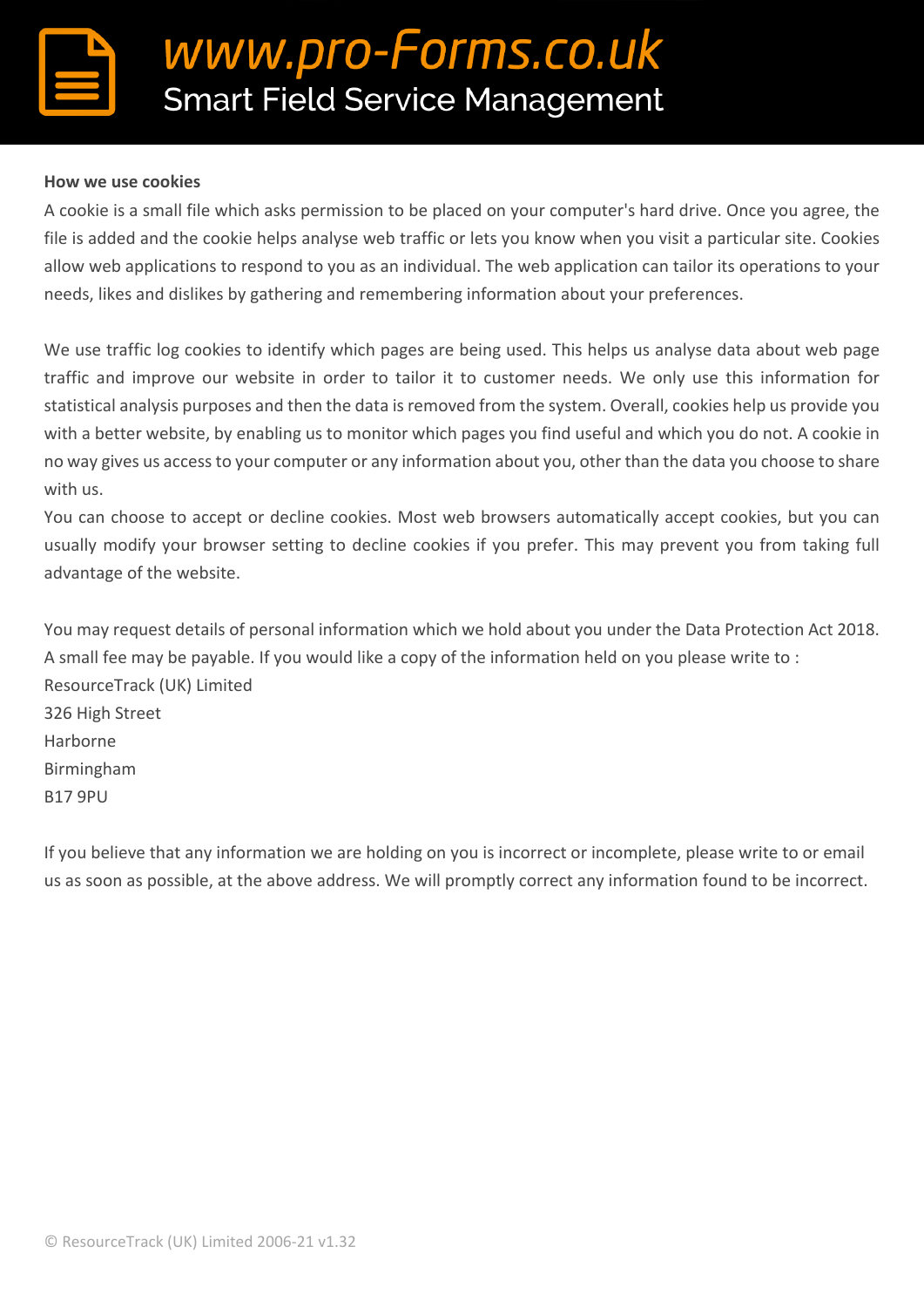**How we use cookies**

A cookie is a small file which asks permission to be placed on your computer's hard drive. Once you agree, the file is added and the cookie helps analyse web traffic or lets you know when you visit a particular site. Cookies allow web applications to respond to you as an individual. The web application can tailor its operations to your needs, likes and dislikes by gathering and remembering information about your preferences.

We use traffic log cookies to identify which pages are being used. This helps us analyse data about web page traffic and improve our website in order to tailor it to customer needs. We only use this information for statistical analysis purposes and then the data is removed from the system. Overall, cookies help us provide you with a better website, by enabling us to monitor which pages you find useful and which you do not. A cookie in no way gives us access to your computer or any information about you, other than the data you choose to share with us.

You can choose to accept or decline cookies. Most web browsers automatically accept cookies, but you can usually modify your browser setting to decline cookies if you prefer. This may prevent you from taking full advantage of the website.

You may request details of personal information which we hold about you under the Data Protection Act 2018. A small fee may be payable. If you would like a copy of the information held on you please write to :

ResourceTrack (UK) Limited
326 High Street
Harborne
Birmingham
B17 9PU

If you believe that any information we are holding on you is incorrect or incomplete, please write to or email us as soon as possible, at the above address. We will promptly correct any information found to be incorrect.